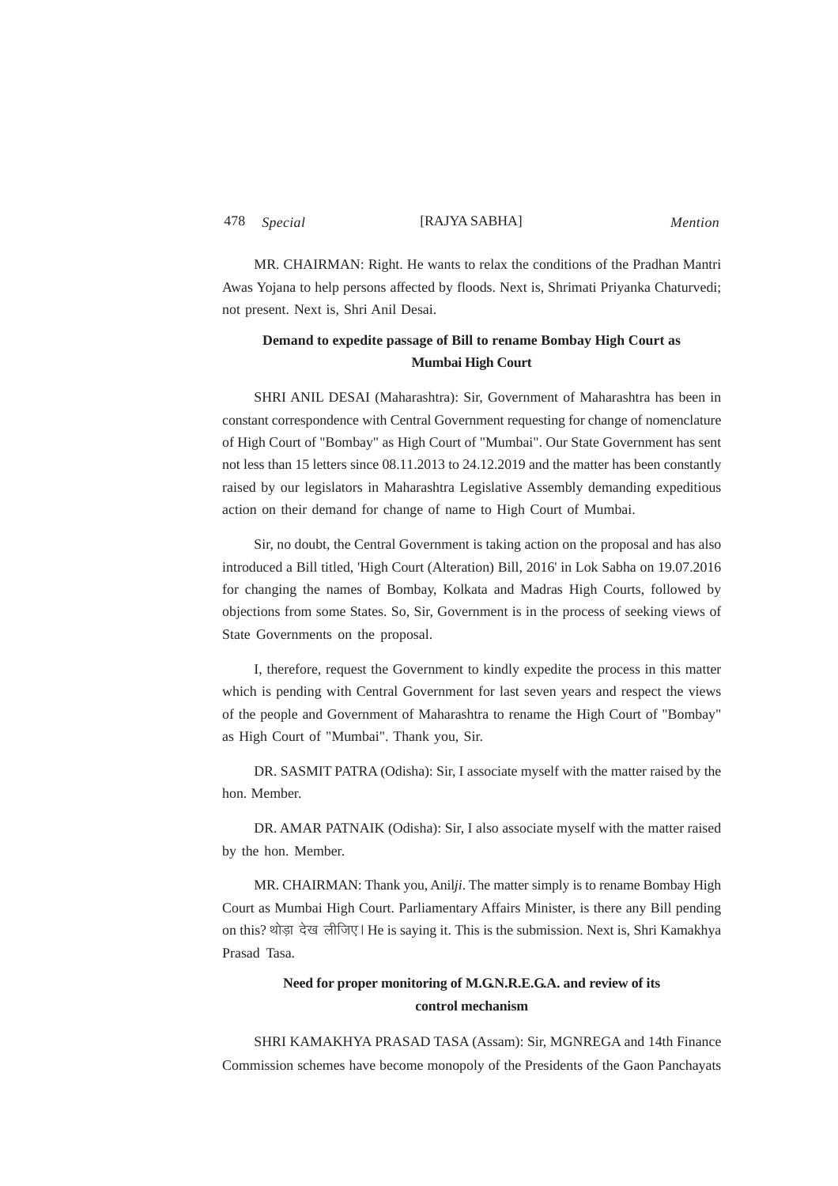MR. CHAIRMAN: Right. He wants to relax the conditions of the Pradhan Mantri Awas Yojana to help persons affected by floods. Next is, Shrimati Priyanka Chaturvedi; not present. Next is, Shri Anil Desai.

### Demand to expedite passage of Bill to rename Bombay High Court as Mumbai High Court

SHRI ANIL DESAI (Maharashtra): Sir, Government of Maharashtra has been in constant correspondence with Central Government requesting for change of nomenclature of High Court of "Bombay" as High Court of "Mumbai". Our State Government has sent not less than 15 letters since 08.11.2013 to 24.12.2019 and the matter has been constantly raised by our legislators in Maharashtra Legislative Assembly demanding expeditious action on their demand for change of name to High Court of Mumbai.

Sir, no doubt, the Central Government is taking action on the proposal and has also introduced a Bill titled, 'High Court (Alteration) Bill, 2016' in Lok Sabha on 19.07.2016 for changing the names of Bombay, Kolkata and Madras High Courts, followed by objections from some States. So, Sir, Government is in the process of seeking views of State Governments on the proposal.

I, therefore, request the Government to kindly expedite the process in this matter which is pending with Central Government for last seven years and respect the views of the people and Government of Maharashtra to rename the High Court of "Bombay" as High Court of "Mumbai". Thank you, Sir.

DR. SASMIT PATRA (Odisha): Sir, I associate myself with the matter raised by the hon. Member.

DR. AMAR PATNAIK (Odisha): Sir, I also associate myself with the matter raised by the hon. Member.

MR. CHAIRMAN: Thank you, Anil*ji*. The matter simply is to rename Bombay High Court as Mumbai High Court. Parliamentary Affairs Minister, is there any Bill pending on this? थोड़ा देख लीजिए। He is saying it. This is the submission. Next is, Shri Kamakhya Prasad Tasa.

### Need for proper monitoring of M.G.N.R.E.G.A. and review of its control mechanism

SHRI KAMAKHYA PRASAD TASA (Assam): Sir, MGNREGA and 14th Finance Commission schemes have become monopoly of the Presidents of the Gaon Panchayats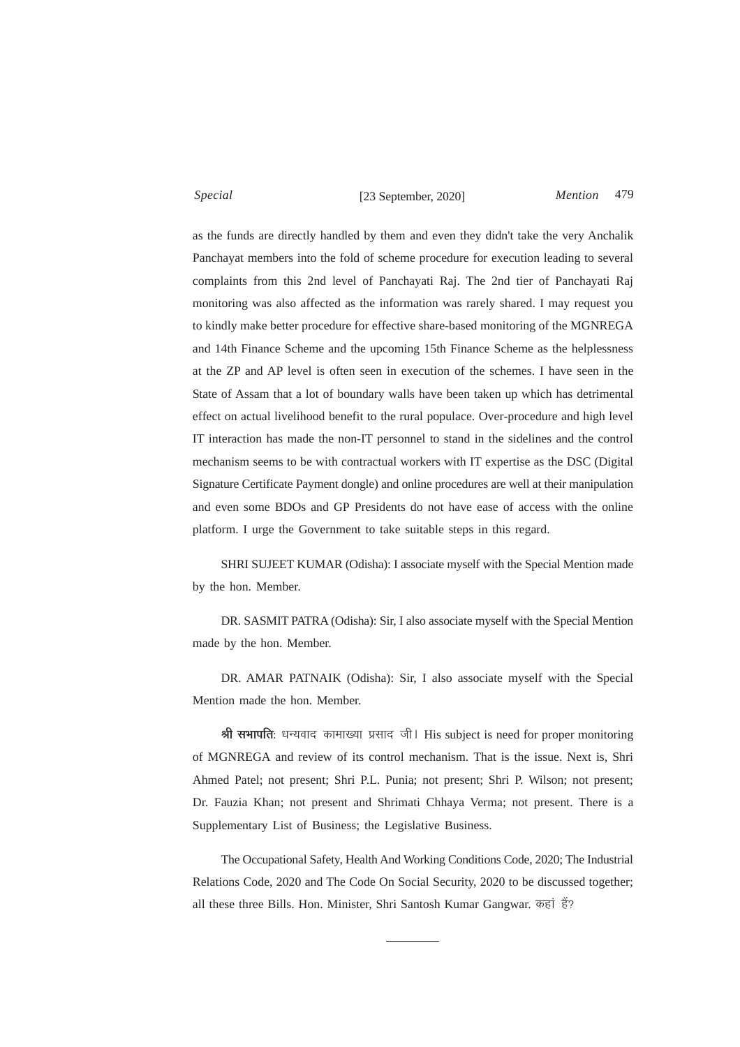as the funds are directly handled by them and even they didn't take the very Anchalik Panchayat members into the fold of scheme procedure for execution leading to several complaints from this 2nd level of Panchayati Raj. The 2nd tier of Panchayati Raj monitoring was also affected as the information was rarely shared. I may request you to kindly make better procedure for effective share-based monitoring of the MGNREGA and 14th Finance Scheme and the upcoming 15th Finance Scheme as the helplessness at the ZP and AP level is often seen in execution of the schemes. I have seen in the State of Assam that a lot of boundary walls have been taken up which has detrimental effect on actual livelihood benefit to the rural populace. Over-procedure and high level IT interaction has made the non-IT personnel to stand in the sidelines and the control mechanism seems to be with contractual workers with IT expertise as the DSC (Digital Signature Certificate Payment dongle) and online procedures are well at their manipulation and even some BDOs and GP Presidents do not have ease of access with the online platform. I urge the Government to take suitable steps in this regard.

SHRI SUJEET KUMAR (Odisha): I associate myself with the Special Mention made by the hon. Member.

DR. SASMIT PATRA (Odisha): Sir, I also associate myself with the Special Mention made by the hon. Member.

DR. AMAR PATNAIK (Odisha): Sir, I also associate myself with the Special Mention made the hon. Member.

**श्री सभापति**: धन्यवाद कामाख्या प्रसाद जी। His subject is need for proper monitoring of MGNREGA and review of its control mechanism. That is the issue. Next is, Shri Ahmed Patel; not present; Shri P.L. Punia; not present; Shri P. Wilson; not present; Dr. Fauzia Khan; not present and Shrimati Chhaya Verma; not present. There is a Supplementary List of Business; the Legislative Business.

The Occupational Safety, Health And Working Conditions Code, 2020; The Industrial Relations Code, 2020 and The Code On Social Security, 2020 to be discussed together; all these three Bills. Hon. Minister, Shri Santosh Kumar Gangwar. कहां हैं?

---